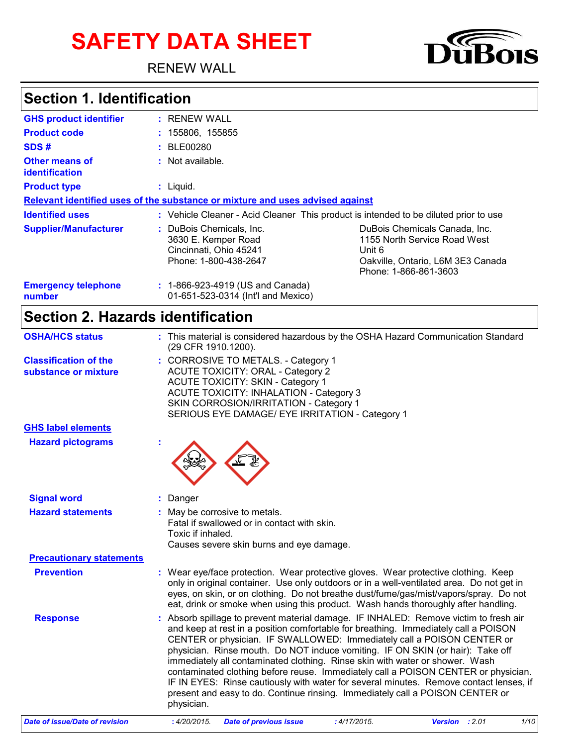# SAFETY DATA SHEET

RENEW WALL

DuBois

## Section 1. Identification

| | |
|---|---|
| **GHS product identifier** | : RENEW WALL |
| **Product code** | : 155806, 155855 |
| **SDS #** | : BLE00280 |
| **Other means of identification** | : Not available. |
| **Product type** | : Liquid. |

**Relevant identified uses of the substance or mixture and uses advised against**

| | |
|---|---|
| **Identified uses** | : Vehicle Cleaner - Acid Cleaner This product is intended to be diluted prior to use |
| **Supplier/Manufacturer** | : DuBois Chemicals, Inc.<br>3630 E. Kemper Road<br>Cincinnati, Ohio 45241<br>Phone: 1-800-438-2647<br><br>DuBois Chemicals Canada, Inc.<br>1155 North Service Road West<br>Unit 6<br>Oakville, Ontario, L6M 3E3 Canada<br>Phone: 1-866-861-3603 |
| **Emergency telephone number** | : 1-866-923-4919 (US and Canada)<br>01-651-523-0314 (Int'l and Mexico) |

## Section 2. Hazards identification

| | |
|---|---|
| **OSHA/HCS status** | : This material is considered hazardous by the OSHA Hazard Communication Standard (29 CFR 1910.1200). |
| **Classification of the substance or mixture** | : CORROSIVE TO METALS. - Category 1<br>ACUTE TOXICITY: ORAL - Category 2<br>ACUTE TOXICITY: SKIN - Category 1<br>ACUTE TOXICITY: INHALATION - Category 3<br>SKIN CORROSION/IRRITATION - Category 1<br>SERIOUS EYE DAMAGE/ EYE IRRITATION - Category 1 |

**GHS label elements**

| | |
|---|---|
| **Hazard pictograms** | : |
| **Signal word** | : Danger |
| **Hazard statements** | : May be corrosive to metals.<br>Fatal if swallowed or in contact with skin.<br>Toxic if inhaled.<br>Causes severe skin burns and eye damage. |

**Precautionary statements**

| | |
|---|---|
| **Prevention** | : Wear eye/face protection. Wear protective gloves. Wear protective clothing. Keep only in original container. Use only outdoors or in a well-ventilated area. Do not get in eyes, on skin, or on clothing. Do not breathe dust/fume/gas/mist/vapors/spray. Do not eat, drink or smoke when using this product. Wash hands thoroughly after handling. |
| **Response** | : Absorb spillage to prevent material damage. IF INHALED: Remove victim to fresh air and keep at rest in a position comfortable for breathing. Immediately call a POISON CENTER or physician. IF SWALLOWED: Immediately call a POISON CENTER or physician. Rinse mouth. Do NOT induce vomiting. IF ON SKIN (or hair): Take off immediately all contaminated clothing. Rinse skin with water or shower. Wash contaminated clothing before reuse. Immediately call a POISON CENTER or physician. IF IN EYES: Rinse cautiously with water for several minutes. Remove contact lenses, if present and easy to do. Continue rinsing. Immediately call a POISON CENTER or physician. |

*Date of issue/Date of revision* : 4/20/2015. *Date of previous issue* : 4/17/2015. *Version* : 2.01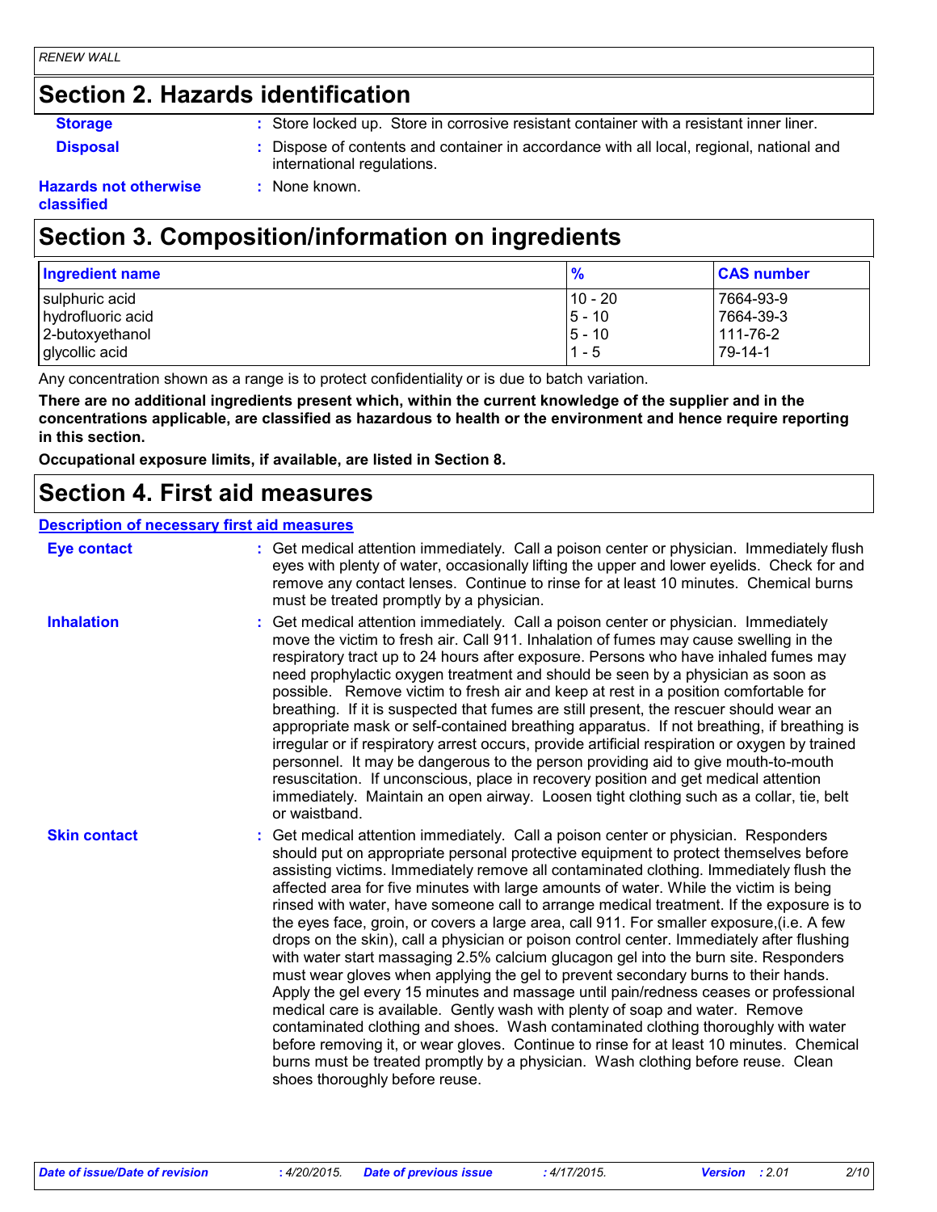## Section 2. Hazards identification

**Storage** : Store locked up. Store in corrosive resistant container with a resistant inner liner.

**Disposal** : Dispose of contents and container in accordance with all local, regional, national and international regulations.

**Hazards not otherwise classified** : None known.

## Section 3. Composition/information on ingredients

| Ingredient name | % | CAS number |
|---|---|---|
| sulphuric acid | 10 - 20 | 7664-93-9 |
| hydrofluoric acid | 5 - 10 | 7664-39-3 |
| 2-butoxyethanol | 5 - 10 | 111-76-2 |
| glycollic acid | 1 - 5 | 79-14-1 |

Any concentration shown as a range is to protect confidentiality or is due to batch variation.

**There are no additional ingredients present which, within the current knowledge of the supplier and in the concentrations applicable, are classified as hazardous to health or the environment and hence require reporting in this section.**

**Occupational exposure limits, if available, are listed in Section 8.**

## Section 4. First aid measures

### Description of necessary first aid measures

**Eye contact** : Get medical attention immediately. Call a poison center or physician. Immediately flush eyes with plenty of water, occasionally lifting the upper and lower eyelids. Check for and remove any contact lenses. Continue to rinse for at least 10 minutes. Chemical burns must be treated promptly by a physician.

**Inhalation** : Get medical attention immediately. Call a poison center or physician. Immediately move the victim to fresh air. Call 911. Inhalation of fumes may cause swelling in the respiratory tract up to 24 hours after exposure. Persons who have inhaled fumes may need prophylactic oxygen treatment and should be seen by a physician as soon as possible. Remove victim to fresh air and keep at rest in a position comfortable for breathing. If it is suspected that fumes are still present, the rescuer should wear an appropriate mask or self-contained breathing apparatus. If not breathing, if breathing is irregular or if respiratory arrest occurs, provide artificial respiration or oxygen by trained personnel. It may be dangerous to the person providing aid to give mouth-to-mouth resuscitation. If unconscious, place in recovery position and get medical attention immediately. Maintain an open airway. Loosen tight clothing such as a collar, tie, belt or waistband.

**Skin contact** : Get medical attention immediately. Call a poison center or physician. Responders should put on appropriate personal protective equipment to protect themselves before assisting victims. Immediately remove all contaminated clothing. Immediately flush the affected area for five minutes with large amounts of water. While the victim is being rinsed with water, have someone call to arrange medical treatment. If the exposure is to the eyes face, groin, or covers a large area, call 911. For smaller exposure,(i.e. A few drops on the skin), call a physician or poison control center. Immediately after flushing with water start massaging 2.5% calcium glucagon gel into the burn site. Responders must wear gloves when applying the gel to prevent secondary burns to their hands. Apply the gel every 15 minutes and massage until pain/redness ceases or professional medical care is available. Gently wash with plenty of soap and water. Remove contaminated clothing and shoes. Wash contaminated clothing thoroughly with water before removing it, or wear gloves. Continue to rinse for at least 10 minutes. Chemical burns must be treated promptly by a physician. Wash clothing before reuse. Clean shoes thoroughly before reuse.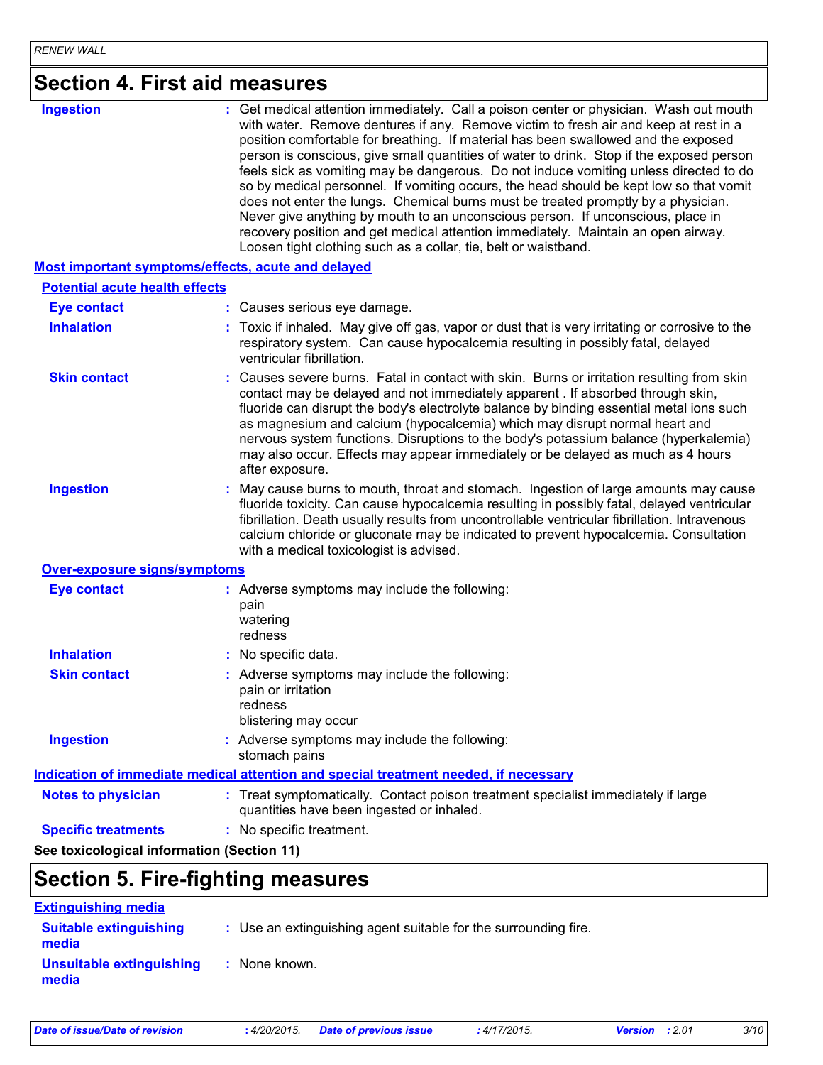## Section 4. First aid measures

**Ingestion** : Get medical attention immediately. Call a poison center or physician. Wash out mouth with water. Remove dentures if any. Remove victim to fresh air and keep at rest in a position comfortable for breathing. If material has been swallowed and the exposed person is conscious, give small quantities of water to drink. Stop if the exposed person feels sick as vomiting may be dangerous. Do not induce vomiting unless directed to do so by medical personnel. If vomiting occurs, the head should be kept low so that vomit does not enter the lungs. Chemical burns must be treated promptly by a physician. Never give anything by mouth to an unconscious person. If unconscious, place in recovery position and get medical attention immediately. Maintain an open airway. Loosen tight clothing such as a collar, tie, belt or waistband.

### Most important symptoms/effects, acute and delayed

#### Potential acute health effects

**Eye contact** : Causes serious eye damage.

**Inhalation** : Toxic if inhaled. May give off gas, vapor or dust that is very irritating or corrosive to the respiratory system. Can cause hypocalcemia resulting in possibly fatal, delayed ventricular fibrillation.

**Skin contact** : Causes severe burns. Fatal in contact with skin. Burns or irritation resulting from skin contact may be delayed and not immediately apparent . If absorbed through skin, fluoride can disrupt the body's electrolyte balance by binding essential metal ions such as magnesium and calcium (hypocalcemia) which may disrupt normal heart and nervous system functions. Disruptions to the body's potassium balance (hyperkalemia) may also occur. Effects may appear immediately or be delayed as much as 4 hours after exposure.

**Ingestion** : May cause burns to mouth, throat and stomach. Ingestion of large amounts may cause fluoride toxicity. Can cause hypocalcemia resulting in possibly fatal, delayed ventricular fibrillation. Death usually results from uncontrollable ventricular fibrillation. Intravenous calcium chloride or gluconate may be indicated to prevent hypocalcemia. Consultation with a medical toxicologist is advised.

#### Over-exposure signs/symptoms

**Eye contact** : Adverse symptoms may include the following:
pain
watering
redness

**Inhalation** : No specific data.

**Skin contact** : Adverse symptoms may include the following:
pain or irritation
redness
blistering may occur

**Ingestion** : Adverse symptoms may include the following:
stomach pains

### Indication of immediate medical attention and special treatment needed, if necessary

**Notes to physician** : Treat symptomatically. Contact poison treatment specialist immediately if large quantities have been ingested or inhaled.

**Specific treatments** : No specific treatment.

**See toxicological information (Section 11)**

## Section 5. Fire-fighting measures

### Extinguishing media

**Suitable extinguishing media** : Use an extinguishing agent suitable for the surrounding fire.

**Unsuitable extinguishing media** : None known.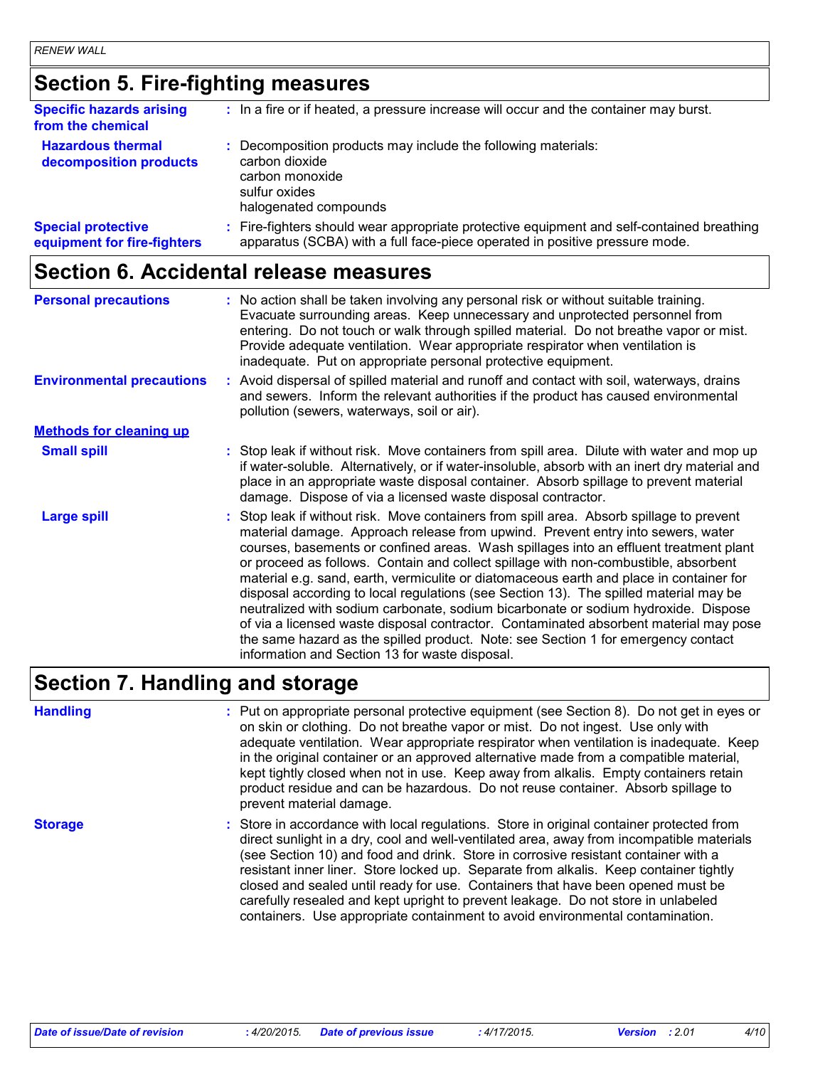## Section 5. Fire-fighting measures

**Specific hazards arising from the chemical** : In a fire or if heated, a pressure increase will occur and the container may burst.

**Hazardous thermal decomposition products** : Decomposition products may include the following materials:
carbon dioxide
carbon monoxide
sulfur oxides
halogenated compounds

**Special protective equipment for fire-fighters** : Fire-fighters should wear appropriate protective equipment and self-contained breathing apparatus (SCBA) with a full face-piece operated in positive pressure mode.

## Section 6. Accidental release measures

**Personal precautions** : No action shall be taken involving any personal risk or without suitable training. Evacuate surrounding areas. Keep unnecessary and unprotected personnel from entering. Do not touch or walk through spilled material. Do not breathe vapor or mist. Provide adequate ventilation. Wear appropriate respirator when ventilation is inadequate. Put on appropriate personal protective equipment.

**Environmental precautions** : Avoid dispersal of spilled material and runoff and contact with soil, waterways, drains and sewers. Inform the relevant authorities if the product has caused environmental pollution (sewers, waterways, soil or air).

**Methods for cleaning up**

**Small spill** : Stop leak if without risk. Move containers from spill area. Dilute with water and mop up if water-soluble. Alternatively, or if water-insoluble, absorb with an inert dry material and place in an appropriate waste disposal container. Absorb spillage to prevent material damage. Dispose of via a licensed waste disposal contractor.

**Large spill** : Stop leak if without risk. Move containers from spill area. Absorb spillage to prevent material damage. Approach release from upwind. Prevent entry into sewers, water courses, basements or confined areas. Wash spillages into an effluent treatment plant or proceed as follows. Contain and collect spillage with non-combustible, absorbent material e.g. sand, earth, vermiculite or diatomaceous earth and place in container for disposal according to local regulations (see Section 13). The spilled material may be neutralized with sodium carbonate, sodium bicarbonate or sodium hydroxide. Dispose of via a licensed waste disposal contractor. Contaminated absorbent material may pose the same hazard as the spilled product. Note: see Section 1 for emergency contact information and Section 13 for waste disposal.

## Section 7. Handling and storage

**Handling** : Put on appropriate personal protective equipment (see Section 8). Do not get in eyes or on skin or clothing. Do not breathe vapor or mist. Do not ingest. Use only with adequate ventilation. Wear appropriate respirator when ventilation is inadequate. Keep in the original container or an approved alternative made from a compatible material, kept tightly closed when not in use. Keep away from alkalis. Empty containers retain product residue and can be hazardous. Do not reuse container. Absorb spillage to prevent material damage.

**Storage** : Store in accordance with local regulations. Store in original container protected from direct sunlight in a dry, cool and well-ventilated area, away from incompatible materials (see Section 10) and food and drink. Store in corrosive resistant container with a resistant inner liner. Store locked up. Separate from alkalis. Keep container tightly closed and sealed until ready for use. Containers that have been opened must be carefully resealed and kept upright to prevent leakage. Do not store in unlabeled containers. Use appropriate containment to avoid environmental contamination.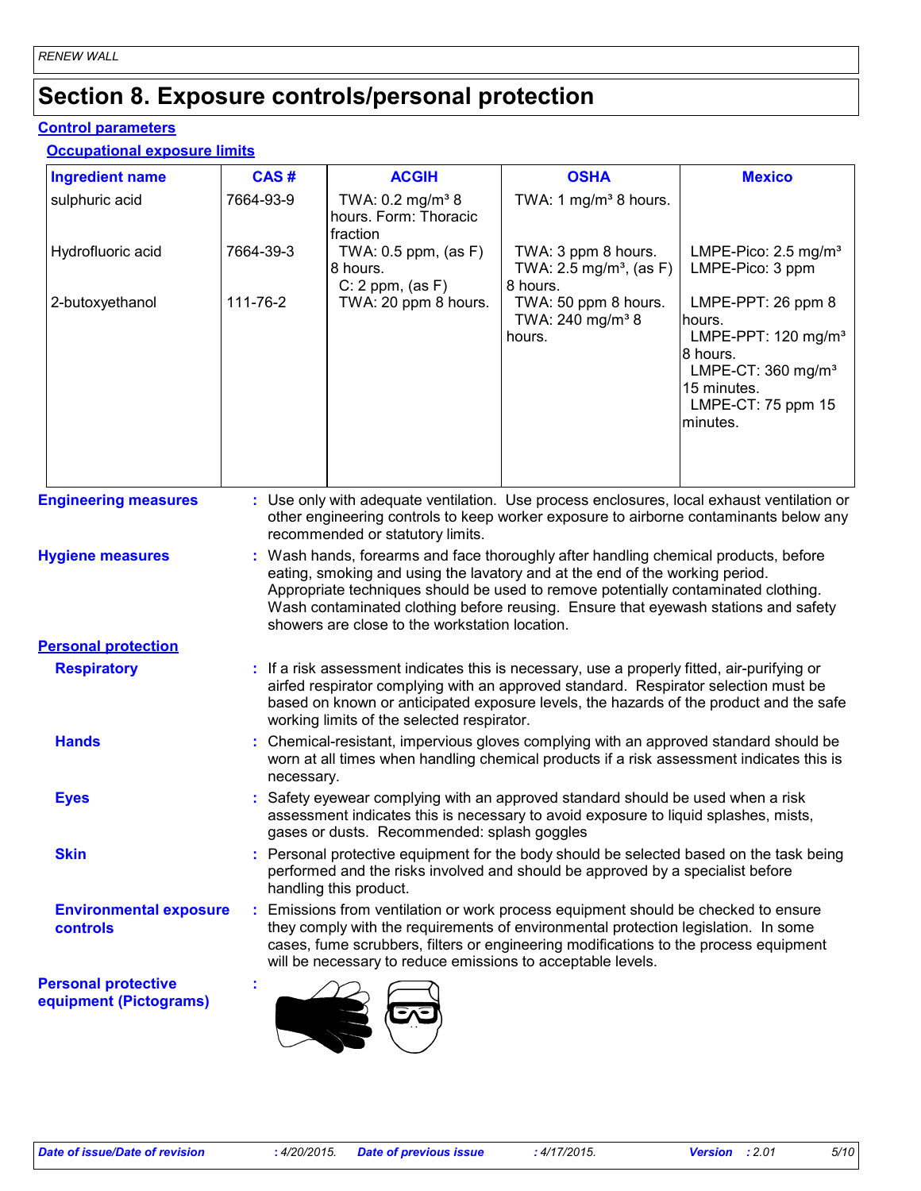# Section 8. Exposure controls/personal protection

## Control parameters

### Occupational exposure limits

| Ingredient name | CAS # | ACGIH | OSHA | Mexico |
|---|---|---|---|---|
| sulphuric acid | 7664-93-9 | TWA: 0.2 mg/m³ 8 hours. Form: Thoracic fraction | TWA: 1 mg/m³ 8 hours. | |
| Hydrofluoric acid | 7664-39-3 | TWA: 0.5 ppm, (as F) 8 hours.<br>C: 2 ppm, (as F) | TWA: 3 ppm 8 hours.<br>TWA: 2.5 mg/m³, (as F) 8 hours. | LMPE-Pico: 2.5 mg/m³<br>LMPE-Pico: 3 ppm |
| 2-butoxyethanol | 111-76-2 | TWA: 20 ppm 8 hours. | TWA: 50 ppm 8 hours.<br>TWA: 240 mg/m³ 8 hours. | LMPE-PPT: 26 ppm 8 hours.<br>LMPE-PPT: 120 mg/m³ 8 hours.<br>LMPE-CT: 360 mg/m³ 15 minutes.<br>LMPE-CT: 75 ppm 15 minutes. |

**Engineering measures** : Use only with adequate ventilation. Use process enclosures, local exhaust ventilation or other engineering controls to keep worker exposure to airborne contaminants below any recommended or statutory limits.

**Hygiene measures** : Wash hands, forearms and face thoroughly after handling chemical products, before eating, smoking and using the lavatory and at the end of the working period. Appropriate techniques should be used to remove potentially contaminated clothing. Wash contaminated clothing before reusing. Ensure that eyewash stations and safety showers are close to the workstation location.

## Personal protection

**Respiratory** : If a risk assessment indicates this is necessary, use a properly fitted, air-purifying or airfed respirator complying with an approved standard. Respirator selection must be based on known or anticipated exposure levels, the hazards of the product and the safe working limits of the selected respirator.

**Hands** : Chemical-resistant, impervious gloves complying with an approved standard should be worn at all times when handling chemical products if a risk assessment indicates this is necessary.

**Eyes** : Safety eyewear complying with an approved standard should be used when a risk assessment indicates this is necessary to avoid exposure to liquid splashes, mists, gases or dusts. Recommended: splash goggles

**Skin** : Personal protective equipment for the body should be selected based on the task being performed and the risks involved and should be approved by a specialist before handling this product.

**Environmental exposure controls** : Emissions from ventilation or work process equipment should be checked to ensure they comply with the requirements of environmental protection legislation. In some cases, fume scrubbers, filters or engineering modifications to the process equipment will be necessary to reduce emissions to acceptable levels.

**Personal protective equipment (Pictograms)** :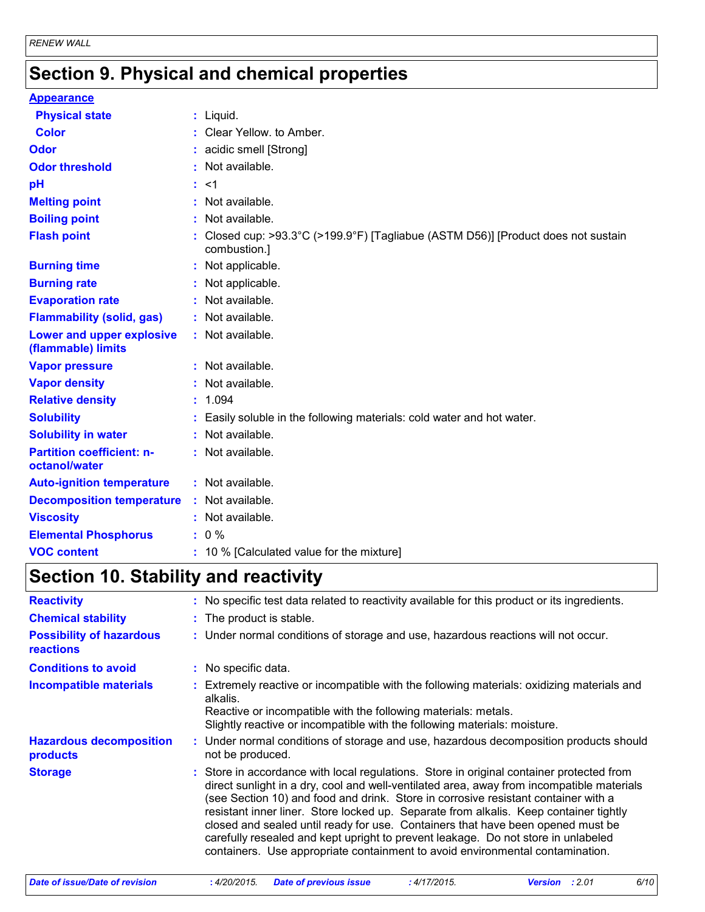# Section 9. Physical and chemical properties

**Appearance**

| Property | Value |
|---|---|
| **Physical state** | Liquid. |
| **Color** | Clear Yellow. to Amber. |
| **Odor** | acidic smell [Strong] |
| **Odor threshold** | Not available. |
| **pH** | <1 |
| **Melting point** | Not available. |
| **Boiling point** | Not available. |
| **Flash point** | Closed cup: >93.3°C (>199.9°F) [Tagliabue (ASTM D56)] [Product does not sustain combustion.] |
| **Burning time** | Not applicable. |
| **Burning rate** | Not applicable. |
| **Evaporation rate** | Not available. |
| **Flammability (solid, gas)** | Not available. |
| **Lower and upper explosive (flammable) limits** | Not available. |
| **Vapor pressure** | Not available. |
| **Vapor density** | Not available. |
| **Relative density** | 1.094 |
| **Solubility** | Easily soluble in the following materials: cold water and hot water. |
| **Solubility in water** | Not available. |
| **Partition coefficient: n-octanol/water** | Not available. |
| **Auto-ignition temperature** | Not available. |
| **Decomposition temperature** | Not available. |
| **Viscosity** | Not available. |
| **Elemental Phosphorus** | 0 % |
| **VOC content** | 10 % [Calculated value for the mixture] |

# Section 10. Stability and reactivity

| Property | Value |
|---|---|
| **Reactivity** | No specific test data related to reactivity available for this product or its ingredients. |
| **Chemical stability** | The product is stable. |
| **Possibility of hazardous reactions** | Under normal conditions of storage and use, hazardous reactions will not occur. |
| **Conditions to avoid** | No specific data. |
| **Incompatible materials** | Extremely reactive or incompatible with the following materials: oxidizing materials and alkalis.<br>Reactive or incompatible with the following materials: metals.<br>Slightly reactive or incompatible with the following materials: moisture. |
| **Hazardous decomposition products** | Under normal conditions of storage and use, hazardous decomposition products should not be produced. |
| **Storage** | Store in accordance with local regulations. Store in original container protected from direct sunlight in a dry, cool and well-ventilated area, away from incompatible materials (see Section 10) and food and drink. Store in corrosive resistant container with a resistant inner liner. Store locked up. Separate from alkalis. Keep container tightly closed and sealed until ready for use. Containers that have been opened must be carefully resealed and kept upright to prevent leakage. Do not store in unlabeled containers. Use appropriate containment to avoid environmental contamination. |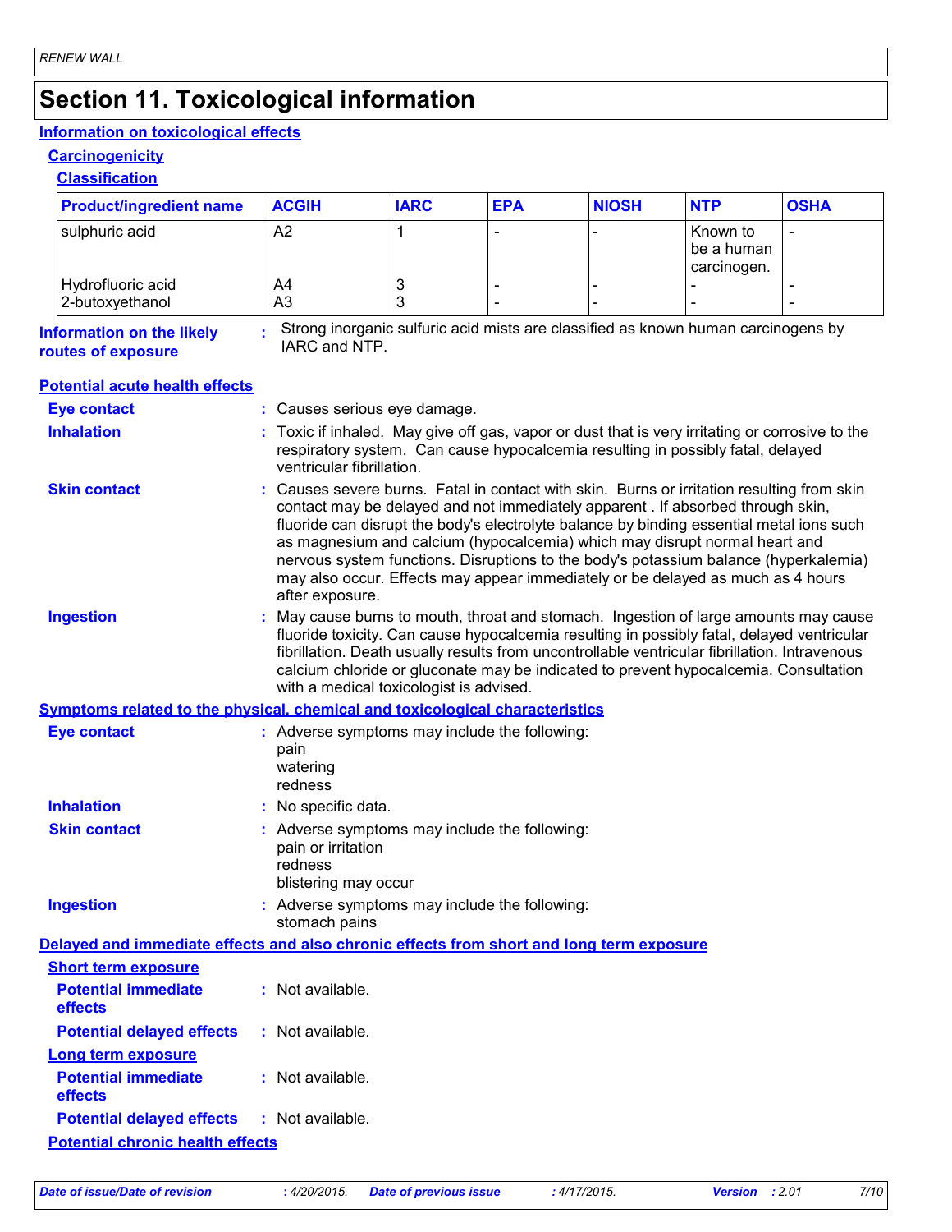# Section 11. Toxicological information

## Information on toxicological effects

### Carcinogenicity

#### Classification

| Product/ingredient name | ACGIH | IARC | EPA | NIOSH | NTP | OSHA |
|---|---|---|---|---|---|---|
| sulphuric acid | A2 | 1 | - | - | Known to be a human carcinogen. | - |
| Hydrofluoric acid | A4 | 3 | - | - | - | - |
| 2-butoxyethanol | A3 | 3 | - | - | - | - |

**Information on the likely routes of exposure** : Strong inorganic sulfuric acid mists are classified as known human carcinogens by IARC and NTP.

### Potential acute health effects

**Eye contact** : Causes serious eye damage.

**Inhalation** : Toxic if inhaled. May give off gas, vapor or dust that is very irritating or corrosive to the respiratory system. Can cause hypocalcemia resulting in possibly fatal, delayed ventricular fibrillation.

**Skin contact** : Causes severe burns. Fatal in contact with skin. Burns or irritation resulting from skin contact may be delayed and not immediately apparent . If absorbed through skin, fluoride can disrupt the body's electrolyte balance by binding essential metal ions such as magnesium and calcium (hypocalcemia) which may disrupt normal heart and nervous system functions. Disruptions to the body's potassium balance (hyperkalemia) may also occur. Effects may appear immediately or be delayed as much as 4 hours after exposure.

**Ingestion** : May cause burns to mouth, throat and stomach. Ingestion of large amounts may cause fluoride toxicity. Can cause hypocalcemia resulting in possibly fatal, delayed ventricular fibrillation. Death usually results from uncontrollable ventricular fibrillation. Intravenous calcium chloride or gluconate may be indicated to prevent hypocalcemia. Consultation with a medical toxicologist is advised.

### Symptoms related to the physical, chemical and toxicological characteristics

**Eye contact** : Adverse symptoms may include the following:
pain
watering
redness

**Inhalation** : No specific data.

**Skin contact** : Adverse symptoms may include the following:
pain or irritation
redness
blistering may occur

**Ingestion** : Adverse symptoms may include the following:
stomach pains

### Delayed and immediate effects and also chronic effects from short and long term exposure

#### Short term exposure

**Potential immediate effects** : Not available.

**Potential delayed effects** : Not available.

#### Long term exposure

**Potential immediate effects** : Not available.

**Potential delayed effects** : Not available.

### Potential chronic health effects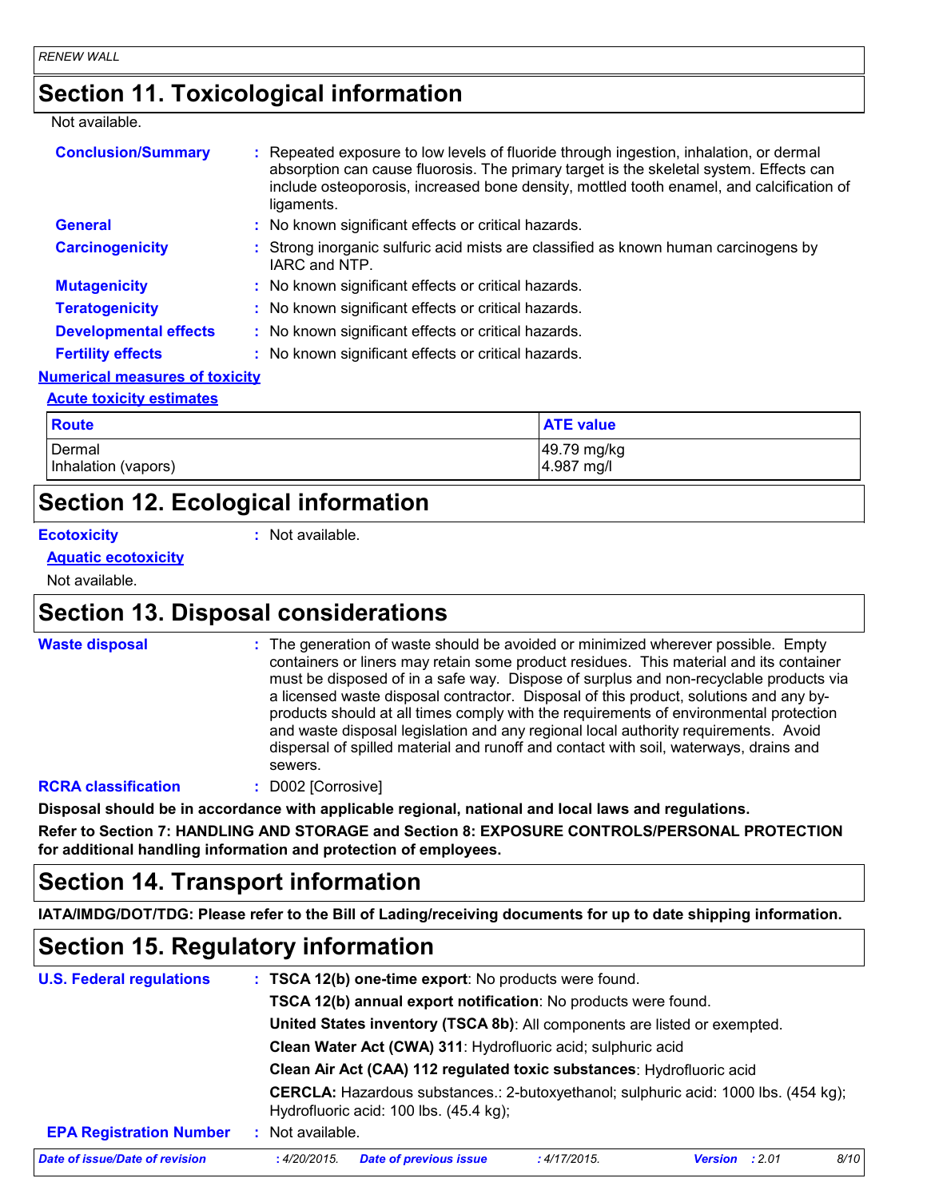## Section 11. Toxicological information

Not available.

**Conclusion/Summary** : Repeated exposure to low levels of fluoride through ingestion, inhalation, or dermal absorption can cause fluorosis. The primary target is the skeletal system. Effects can include osteoporosis, increased bone density, mottled tooth enamel, and calcification of ligaments.

**General** : No known significant effects or critical hazards.

**Carcinogenicity** : Strong inorganic sulfuric acid mists are classified as known human carcinogens by IARC and NTP.

**Mutagenicity** : No known significant effects or critical hazards.

**Teratogenicity** : No known significant effects or critical hazards.

**Developmental effects** : No known significant effects or critical hazards.

**Fertility effects** : No known significant effects or critical hazards.

**Numerical measures of toxicity**

**Acute toxicity estimates**

| Route | ATE value |
|---|---|
| Dermal | 49.79 mg/kg |
| Inhalation (vapors) | 4.987 mg/l |

## Section 12. Ecological information

**Ecotoxicity** : Not available.

**Aquatic ecotoxicity**

Not available.

## Section 13. Disposal considerations

**Waste disposal** : The generation of waste should be avoided or minimized wherever possible. Empty containers or liners may retain some product residues. This material and its container must be disposed of in a safe way. Dispose of surplus and non-recyclable products via a licensed waste disposal contractor. Disposal of this product, solutions and any by-products should at all times comply with the requirements of environmental protection and waste disposal legislation and any regional local authority requirements. Avoid dispersal of spilled material and runoff and contact with soil, waterways, drains and sewers.

**RCRA classification** : D002 [Corrosive]

**Disposal should be in accordance with applicable regional, national and local laws and regulations.**

**Refer to Section 7: HANDLING AND STORAGE and Section 8: EXPOSURE CONTROLS/PERSONAL PROTECTION for additional handling information and protection of employees.**

## Section 14. Transport information

**IATA/IMDG/DOT/TDG: Please refer to the Bill of Lading/receiving documents for up to date shipping information.**

## Section 15. Regulatory information

**U.S. Federal regulations** : **TSCA 12(b) one-time export**: No products were found.

**TSCA 12(b) annual export notification**: No products were found.

**United States inventory (TSCA 8b)**: All components are listed or exempted.

**Clean Water Act (CWA) 311**: Hydrofluoric acid; sulphuric acid

**Clean Air Act (CAA) 112 regulated toxic substances**: Hydrofluoric acid

**CERCLA:** Hazardous substances.: 2-butoxyethanol; sulphuric acid: 1000 lbs. (454 kg); Hydrofluoric acid: 100 lbs. (45.4 kg);

**EPA Registration Number** : Not available.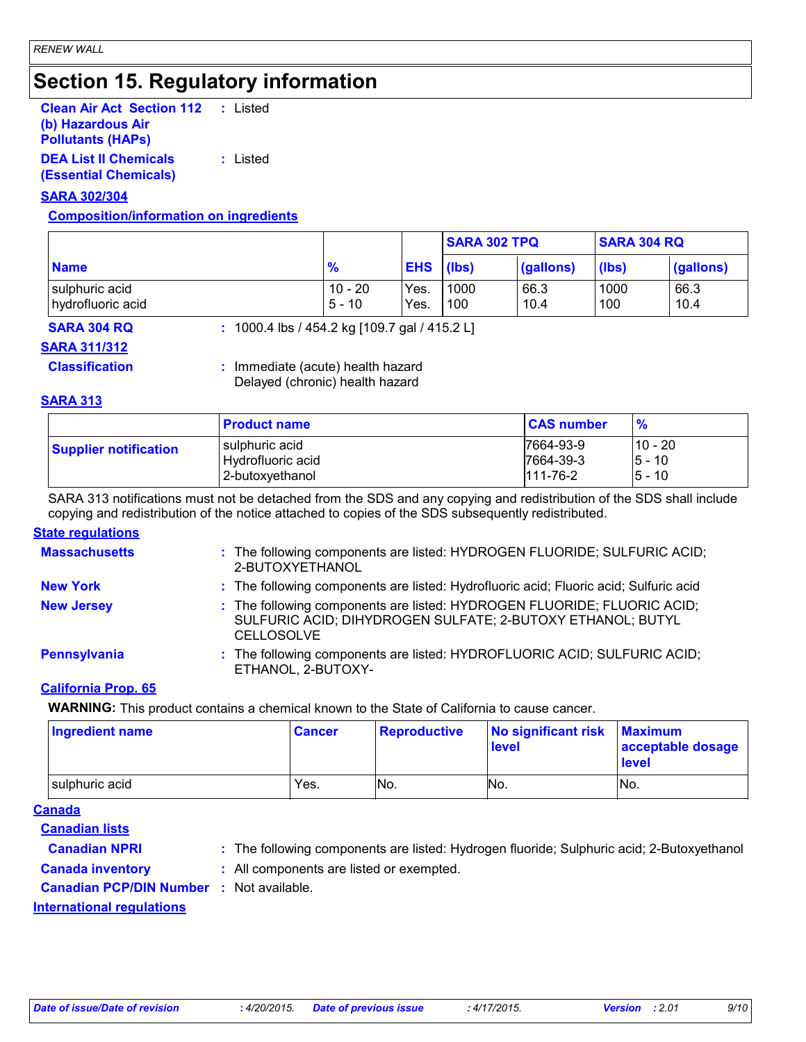# Section 15. Regulatory information

**Clean Air Act Section 112 (b) Hazardous Air Pollutants (HAPs)** : Listed

**DEA List II Chemicals (Essential Chemicals)** : Listed

**SARA 302/304**

**Composition/information on ingredients**

| | | | SARA 302 TPQ | | SARA 304 RQ | |
|---|---|---|---|---|---|---|
| **Name** | **%** | **EHS** | **(lbs)** | **(gallons)** | **(lbs)** | **(gallons)** |
| sulphuric acid | 10 - 20 | Yes. | 1000 | 66.3 | 1000 | 66.3 |
| hydrofluoric acid | 5 - 10 | Yes. | 100 | 10.4 | 100 | 10.4 |

**SARA 304 RQ** : 1000.4 lbs / 454.2 kg [109.7 gal / 415.2 L]

**SARA 311/312**

**Classification** : Immediate (acute) health hazard
Delayed (chronic) health hazard

**SARA 313**

| | Product name | CAS number | % |
|---|---|---|---|
| **Supplier notification** | sulphuric acid | 7664-93-9 | 10 - 20 |
| | Hydrofluoric acid | 7664-39-3 | 5 - 10 |
| | 2-butoxyethanol | 111-76-2 | 5 - 10 |

SARA 313 notifications must not be detached from the SDS and any copying and redistribution of the SDS shall include copying and redistribution of the notice attached to copies of the SDS subsequently redistributed.

**State regulations**

**Massachusetts** : The following components are listed: HYDROGEN FLUORIDE; SULFURIC ACID; 2-BUTOXYETHANOL

**New York** : The following components are listed: Hydrofluoric acid; Fluoric acid; Sulfuric acid

**New Jersey** : The following components are listed: HYDROGEN FLUORIDE; FLUORIC ACID; SULFURIC ACID; DIHYDROGEN SULFATE; 2-BUTOXY ETHANOL; BUTYL CELLOSOLVE

**Pennsylvania** : The following components are listed: HYDROFLUORIC ACID; SULFURIC ACID; ETHANOL, 2-BUTOXY-

**California Prop. 65**

**WARNING:** This product contains a chemical known to the State of California to cause cancer.

| Ingredient name | Cancer | Reproductive | No significant risk level | Maximum acceptable dosage level |
|---|---|---|---|---|
| sulphuric acid | Yes. | No. | No. | No. |

**Canada**

**Canadian lists**

**Canadian NPRI** : The following components are listed: Hydrogen fluoride; Sulphuric acid; 2-Butoxyethanol

**Canada inventory** : All components are listed or exempted.

**Canadian PCP/DIN Number** : Not available.

**International regulations**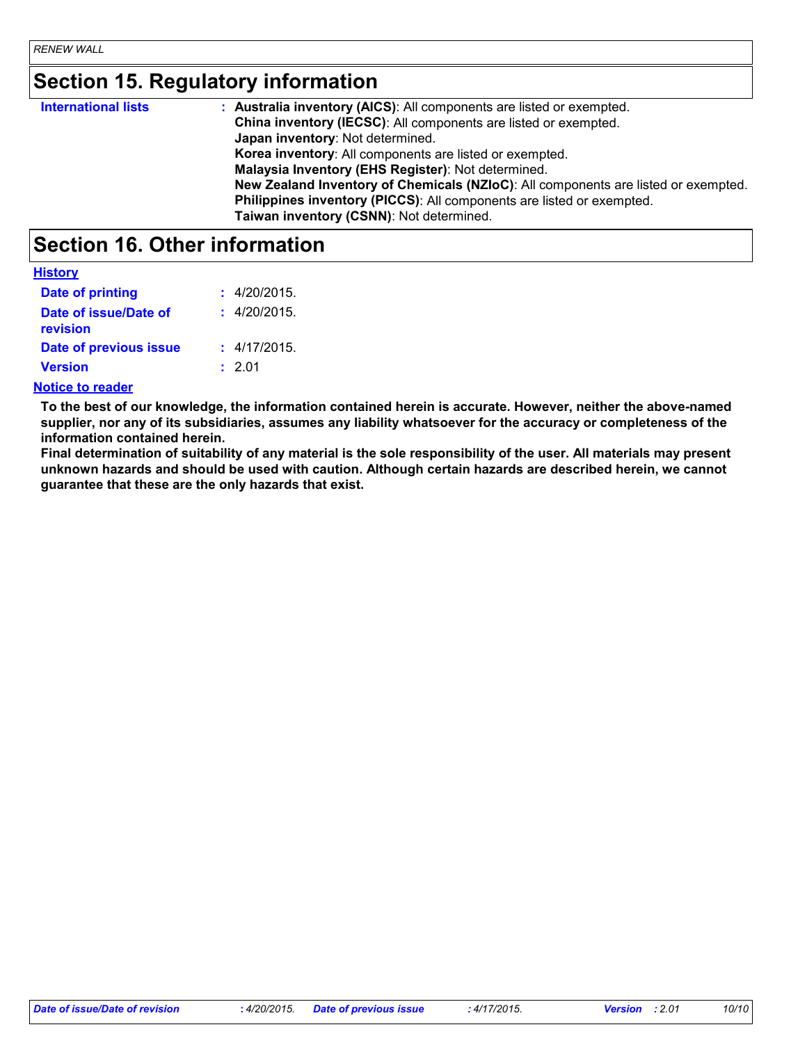## Section 15. Regulatory information

**International lists** : **Australia inventory (AICS)**: All components are listed or exempted.
**China inventory (IECSC)**: All components are listed or exempted.
**Japan inventory**: Not determined.
**Korea inventory**: All components are listed or exempted.
**Malaysia Inventory (EHS Register)**: Not determined.
**New Zealand Inventory of Chemicals (NZIoC)**: All components are listed or exempted.
**Philippines inventory (PICCS)**: All components are listed or exempted.
**Taiwan inventory (CSNN)**: Not determined.

## Section 16. Other information

**History**

| | |
|---|---|
| **Date of printing** | : 4/20/2015. |
| **Date of issue/Date of revision** | : 4/20/2015. |
| **Date of previous issue** | : 4/17/2015. |
| **Version** | : 2.01 |

**Notice to reader**

**To the best of our knowledge, the information contained herein is accurate. However, neither the above-named supplier, nor any of its subsidiaries, assumes any liability whatsoever for the accuracy or completeness of the information contained herein.**

**Final determination of suitability of any material is the sole responsibility of the user. All materials may present unknown hazards and should be used with caution. Although certain hazards are described herein, we cannot guarantee that these are the only hazards that exist.**